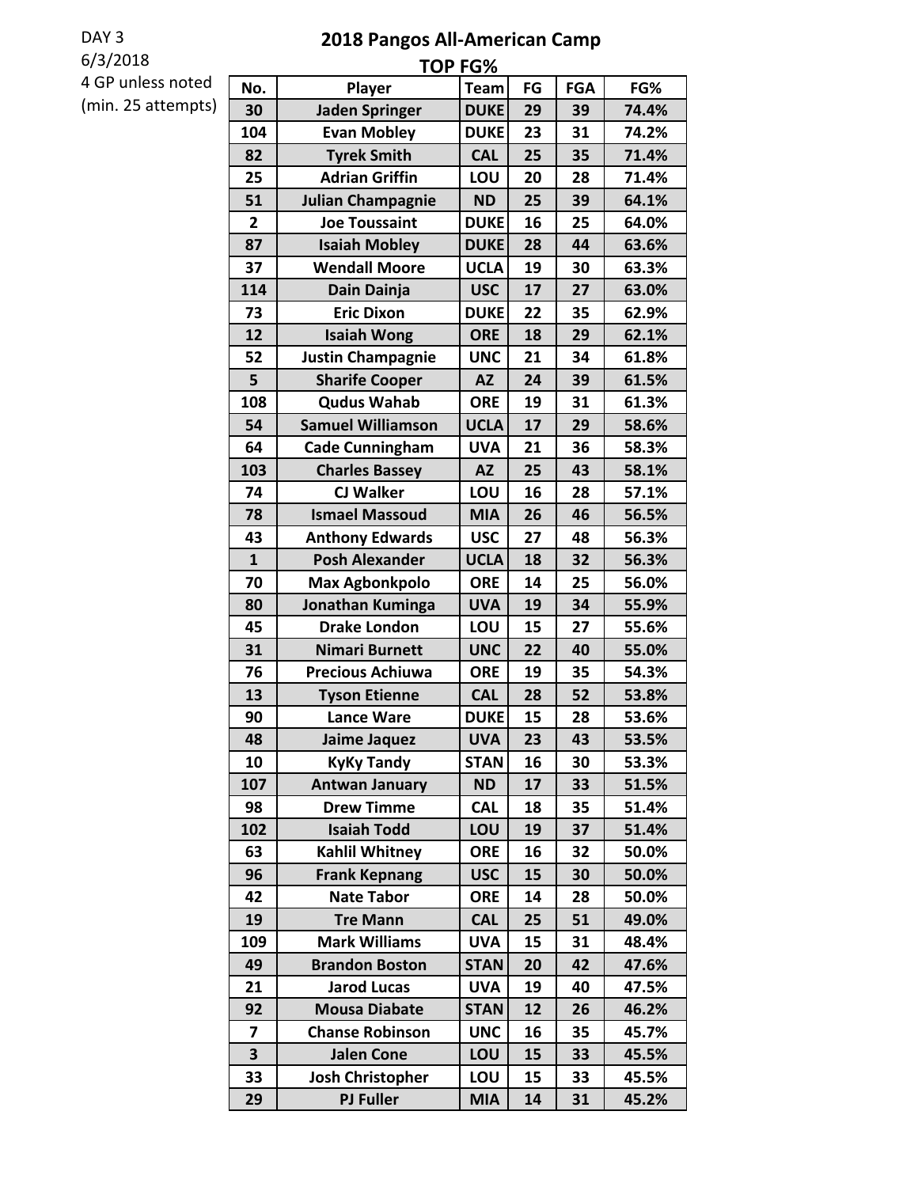DAY 3
6/3/2018
4 GP unless noted
(min. 25 attempts)

# 2018 Pangos All-American Camp

## TOP FG%

| No. | Player | Team | FG | FGA | FG% |
|---|---|---|---|---|---|
| 30 | Jaden Springer | DUKE | 29 | 39 | 74.4% |
| 104 | Evan Mobley | DUKE | 23 | 31 | 74.2% |
| 82 | Tyrek Smith | CAL | 25 | 35 | 71.4% |
| 25 | Adrian Griffin | LOU | 20 | 28 | 71.4% |
| 51 | Julian Champagnie | ND | 25 | 39 | 64.1% |
| 2 | Joe Toussaint | DUKE | 16 | 25 | 64.0% |
| 87 | Isaiah Mobley | DUKE | 28 | 44 | 63.6% |
| 37 | Wendall Moore | UCLA | 19 | 30 | 63.3% |
| 114 | Dain Dainja | USC | 17 | 27 | 63.0% |
| 73 | Eric Dixon | DUKE | 22 | 35 | 62.9% |
| 12 | Isaiah Wong | ORE | 18 | 29 | 62.1% |
| 52 | Justin Champagnie | UNC | 21 | 34 | 61.8% |
| 5 | Sharife Cooper | AZ | 24 | 39 | 61.5% |
| 108 | Qudus Wahab | ORE | 19 | 31 | 61.3% |
| 54 | Samuel Williamson | UCLA | 17 | 29 | 58.6% |
| 64 | Cade Cunningham | UVA | 21 | 36 | 58.3% |
| 103 | Charles Bassey | AZ | 25 | 43 | 58.1% |
| 74 | CJ Walker | LOU | 16 | 28 | 57.1% |
| 78 | Ismael Massoud | MIA | 26 | 46 | 56.5% |
| 43 | Anthony Edwards | USC | 27 | 48 | 56.3% |
| 1 | Posh Alexander | UCLA | 18 | 32 | 56.3% |
| 70 | Max Agbonkpolo | ORE | 14 | 25 | 56.0% |
| 80 | Jonathan Kuminga | UVA | 19 | 34 | 55.9% |
| 45 | Drake London | LOU | 15 | 27 | 55.6% |
| 31 | Nimari Burnett | UNC | 22 | 40 | 55.0% |
| 76 | Precious Achiuwa | ORE | 19 | 35 | 54.3% |
| 13 | Tyson Etienne | CAL | 28 | 52 | 53.8% |
| 90 | Lance Ware | DUKE | 15 | 28 | 53.6% |
| 48 | Jaime Jaquez | UVA | 23 | 43 | 53.5% |
| 10 | KyKy Tandy | STAN | 16 | 30 | 53.3% |
| 107 | Antwan January | ND | 17 | 33 | 51.5% |
| 98 | Drew Timme | CAL | 18 | 35 | 51.4% |
| 102 | Isaiah Todd | LOU | 19 | 37 | 51.4% |
| 63 | Kahlil Whitney | ORE | 16 | 32 | 50.0% |
| 96 | Frank Kepnang | USC | 15 | 30 | 50.0% |
| 42 | Nate Tabor | ORE | 14 | 28 | 50.0% |
| 19 | Tre Mann | CAL | 25 | 51 | 49.0% |
| 109 | Mark Williams | UVA | 15 | 31 | 48.4% |
| 49 | Brandon Boston | STAN | 20 | 42 | 47.6% |
| 21 | Jarod Lucas | UVA | 19 | 40 | 47.5% |
| 92 | Mousa Diabate | STAN | 12 | 26 | 46.2% |
| 7 | Chanse Robinson | UNC | 16 | 35 | 45.7% |
| 3 | Jalen Cone | LOU | 15 | 33 | 45.5% |
| 33 | Josh Christopher | LOU | 15 | 33 | 45.5% |
| 29 | PJ Fuller | MIA | 14 | 31 | 45.2% |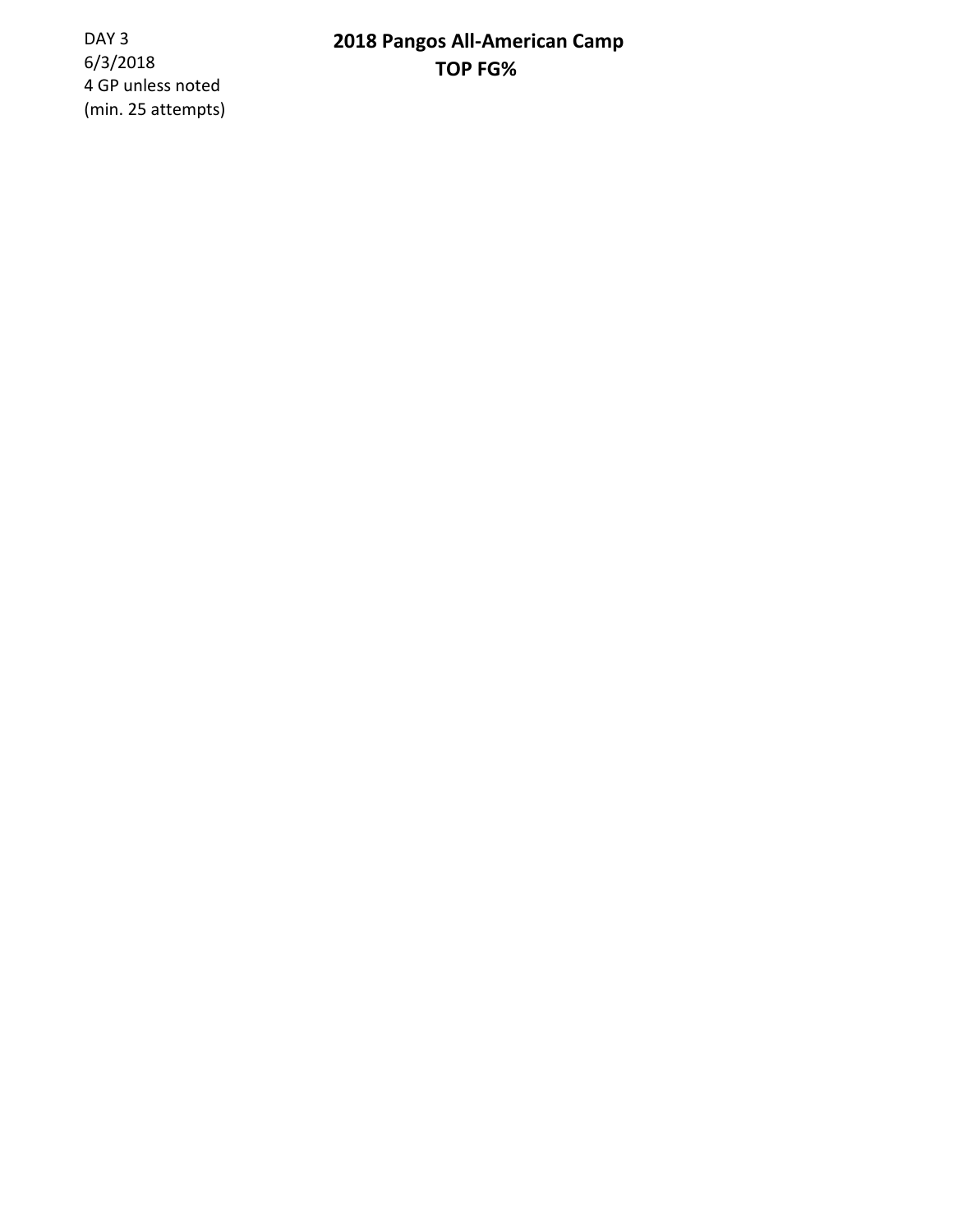DAY 3
6/3/2018
4 GP unless noted
(min. 25 attempts)

# 2018 Pangos All-American Camp
## TOP FG%